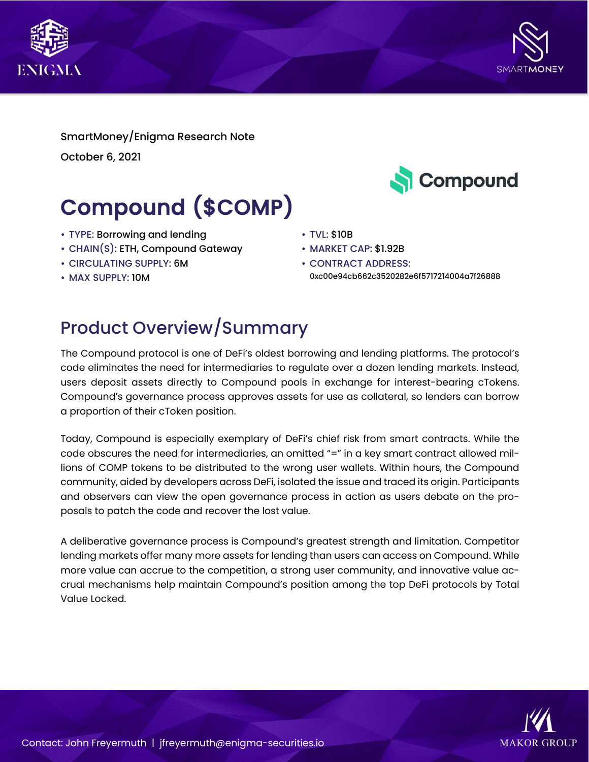SmartMoney/Enigma Research Note

October 6, 2021

# Compound ($COMP)

- TYPE: Borrowing and lending
- CHAIN(S): ETH, Compound Gateway
- CIRCULATING SUPPLY: 6M
- MAX SUPPLY: 10M
- TVL: $10B
- MARKET CAP: $1.92B
- CONTRACT ADDRESS: 0xc00e94cb662c3520282e6f5717214004a7f26888

## Product Overview/Summary

The Compound protocol is one of DeFi's oldest borrowing and lending platforms. The protocol's code eliminates the need for intermediaries to regulate over a dozen lending markets. Instead, users deposit assets directly to Compound pools in exchange for interest-bearing cTokens. Compound's governance process approves assets for use as collateral, so lenders can borrow a proportion of their cToken position.

Today, Compound is especially exemplary of DeFi's chief risk from smart contracts. While the code obscures the need for intermediaries, an omitted "=" in a key smart contract allowed millions of COMP tokens to be distributed to the wrong user wallets. Within hours, the Compound community, aided by developers across DeFi, isolated the issue and traced its origin. Participants and observers can view the open governance process in action as users debate on the proposals to patch the code and recover the lost value.

A deliberative governance process is Compound's greatest strength and limitation. Competitor lending markets offer many more assets for lending than users can access on Compound. While more value can accrue to the competition, a strong user community, and innovative value accrual mechanisms help maintain Compound's position among the top DeFi protocols by Total Value Locked.

Contact: John Freyermuth | jfreyermuth@enigma-securities.io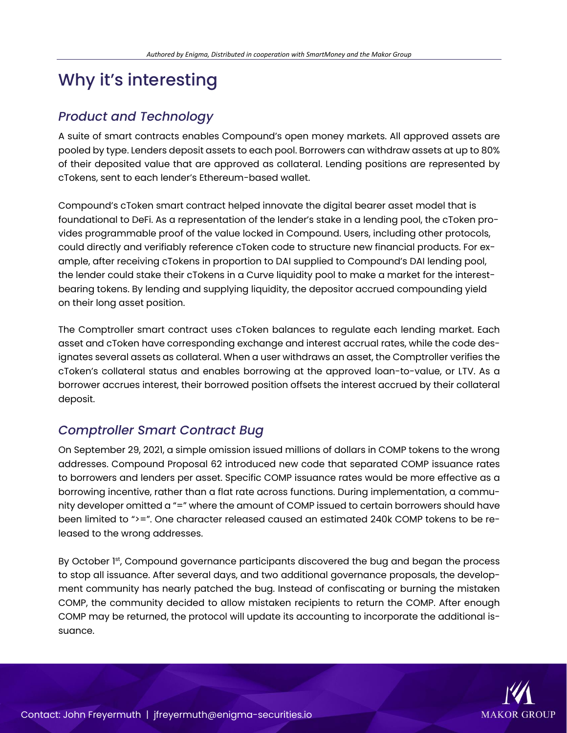# Why it's interesting

## *Product and Technology*

A suite of smart contracts enables Compound's open money markets. All approved assets are pooled by type. Lenders deposit assets to each pool. Borrowers can withdraw assets at up to 80% of their deposited value that are approved as collateral. Lending positions are represented by cTokens, sent to each lender's Ethereum-based wallet.

Compound's cToken smart contract helped innovate the digital bearer asset model that is foundational to DeFi. As a representation of the lender's stake in a lending pool, the cToken provides programmable proof of the value locked in Compound. Users, including other protocols, could directly and verifiably reference cToken code to structure new financial products. For example, after receiving cTokens in proportion to DAI supplied to Compound's DAI lending pool, the lender could stake their cTokens in a Curve liquidity pool to make a market for the interest-bearing tokens. By lending and supplying liquidity, the depositor accrued compounding yield on their long asset position.

The Comptroller smart contract uses cToken balances to regulate each lending market. Each asset and cToken have corresponding exchange and interest accrual rates, while the code designates several assets as collateral. When a user withdraws an asset, the Comptroller verifies the cToken's collateral status and enables borrowing at the approved loan-to-value, or LTV. As a borrower accrues interest, their borrowed position offsets the interest accrued by their collateral deposit.

## *Comptroller Smart Contract Bug*

On September 29, 2021, a simple omission issued millions of dollars in COMP tokens to the wrong addresses. Compound Proposal 62 introduced new code that separated COMP issuance rates to borrowers and lenders per asset. Specific COMP issuance rates would be more effective as a borrowing incentive, rather than a flat rate across functions. During implementation, a community developer omitted a "=" where the amount of COMP issued to certain borrowers should have been limited to ">=". One character released caused an estimated 240k COMP tokens to be released to the wrong addresses.

By October 1st, Compound governance participants discovered the bug and began the process to stop all issuance. After several days, and two additional governance proposals, the development community has nearly patched the bug. Instead of confiscating or burning the mistaken COMP, the community decided to allow mistaken recipients to return the COMP. After enough COMP may be returned, the protocol will update its accounting to incorporate the additional issuance.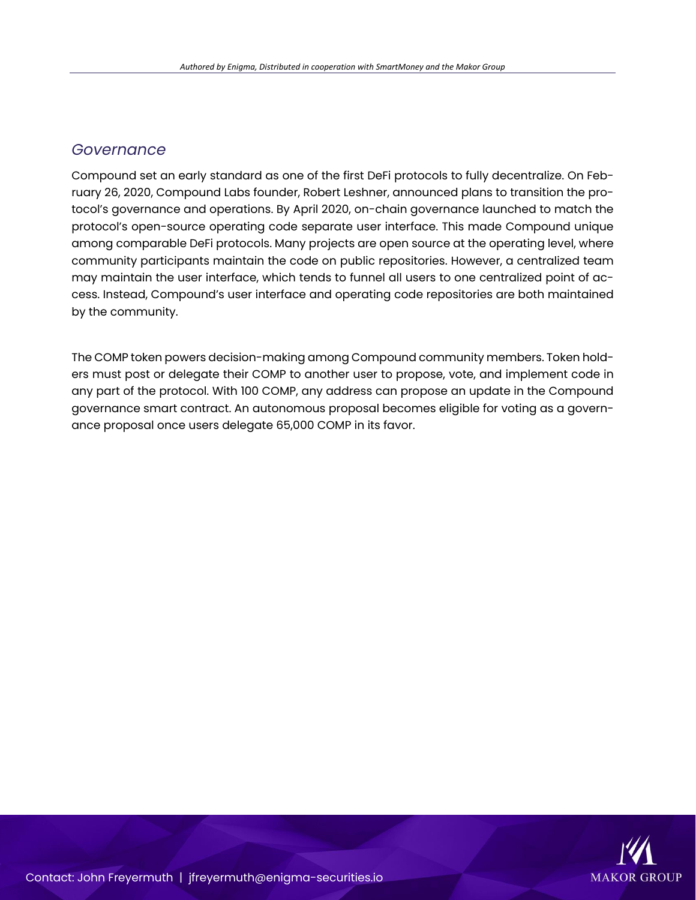## *Governance*

Compound set an early standard as one of the first DeFi protocols to fully decentralize. On February 26, 2020, Compound Labs founder, Robert Leshner, announced plans to transition the protocol's governance and operations. By April 2020, on-chain governance launched to match the protocol's open-source operating code separate user interface. This made Compound unique among comparable DeFi protocols. Many projects are open source at the operating level, where community participants maintain the code on public repositories. However, a centralized team may maintain the user interface, which tends to funnel all users to one centralized point of access. Instead, Compound's user interface and operating code repositories are both maintained by the community.

The COMP token powers decision-making among Compound community members. Token holders must post or delegate their COMP to another user to propose, vote, and implement code in any part of the protocol. With 100 COMP, any address can propose an update in the Compound governance smart contract. An autonomous proposal becomes eligible for voting as a governance proposal once users delegate 65,000 COMP in its favor.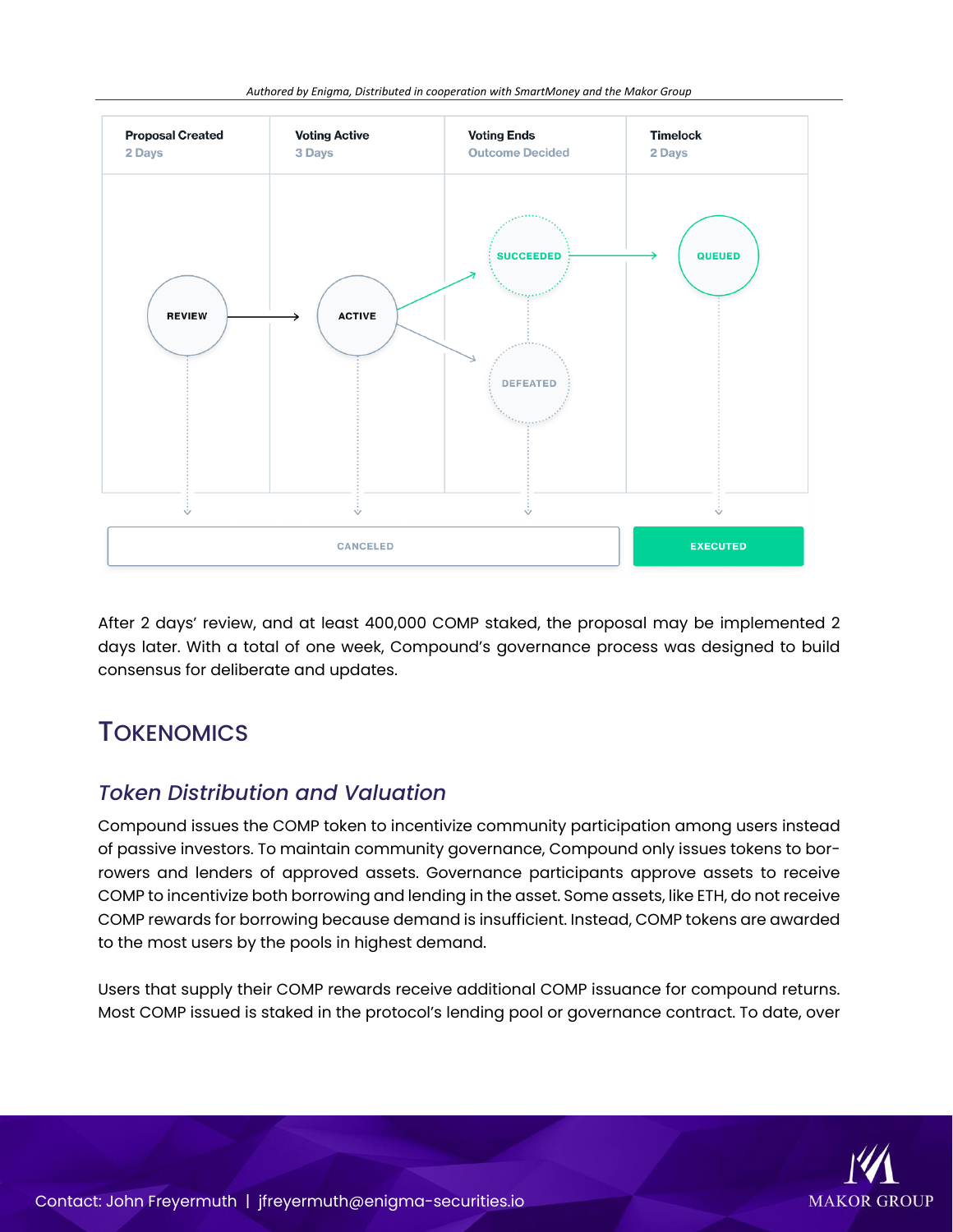Proposal Created
2 Days

Voting Active
3 Days

Voting Ends
Outcome Decided

Timelock
2 Days

REVIEW

ACTIVE

SUCCEEDED

DEFEATED

QUEUED

CANCELED

EXECUTED

After 2 days' review, and at least 400,000 COMP staked, the proposal may be implemented 2 days later. With a total of one week, Compound's governance process was designed to build consensus for deliberate and updates.

## Tokenomics

### *Token Distribution and Valuation*

Compound issues the COMP token to incentivize community participation among users instead of passive investors. To maintain community governance, Compound only issues tokens to borrowers and lenders of approved assets. Governance participants approve assets to receive COMP to incentivize both borrowing and lending in the asset. Some assets, like ETH, do not receive COMP rewards for borrowing because demand is insufficient. Instead, COMP tokens are awarded to the most users by the pools in highest demand.

Users that supply their COMP rewards receive additional COMP issuance for compound returns. Most COMP issued is staked in the protocol's lending pool or governance contract. To date, over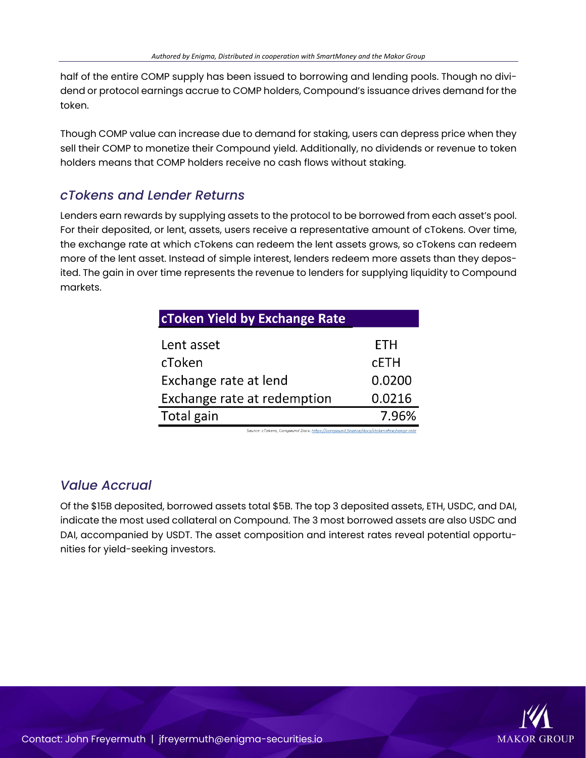half of the entire COMP supply has been issued to borrowing and lending pools. Though no dividend or protocol earnings accrue to COMP holders, Compound's issuance drives demand for the token.

Though COMP value can increase due to demand for staking, users can depress price when they sell their COMP to monetize their Compound yield. Additionally, no dividends or revenue to token holders means that COMP holders receive no cash flows without staking.

## *cTokens and Lender Returns*

Lenders earn rewards by supplying assets to the protocol to be borrowed from each asset's pool. For their deposited, or lent, assets, users receive a representative amount of cTokens. Over time, the exchange rate at which cTokens can redeem the lent assets grows, so cTokens can redeem more of the lent asset. Instead of simple interest, lenders redeem more assets than they deposited. The gain in over time represents the revenue to lenders for supplying liquidity to Compound markets.

**cToken Yield by Exchange Rate**

| | |
|---|---|
| Lent asset | ETH |
| cToken | cETH |
| Exchange rate at lend | 0.0200 |
| Exchange rate at redemption | 0.0216 |
| Total gain | 7.96% |

Source: cTokens, Compound Docs: https://compound.finance/docs/ctokens#exchange-rate

## *Value Accrual*

Of the $15B deposited, borrowed assets total $5B. The top 3 deposited assets, ETH, USDC, and DAI, indicate the most used collateral on Compound. The 3 most borrowed assets are also USDC and DAI, accompanied by USDT. The asset composition and interest rates reveal potential opportunities for yield-seeking investors.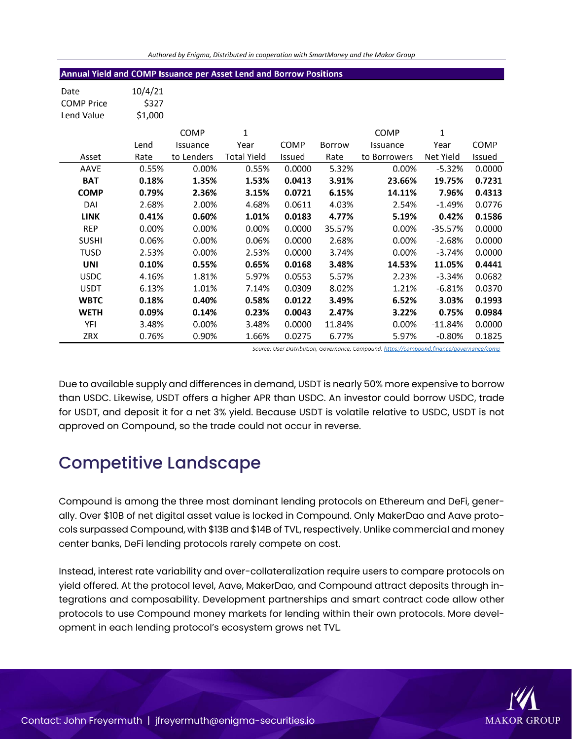**Annual Yield and COMP Issuance per Asset Lend and Borrow Positions**

| | |
|---|---|
| Date | 10/4/21 |
| COMP Price | $327 |
| Lend Value | $1,000 |

| Asset | Lend Rate | COMP Issuance to Lenders | 1 Year Total Yield | COMP Issued | Borrow Rate | COMP Issuance to Borrowers | 1 Year Net Yield | COMP Issued |
|---|---|---|---|---|---|---|---|---|
| AAVE | 0.55% | 0.00% | 0.55% | 0.0000 | 5.32% | 0.00% | -5.32% | 0.0000 |
| **BAT** | **0.18%** | **1.35%** | **1.53%** | **0.0413** | **3.91%** | **23.66%** | **19.75%** | **0.7231** |
| **COMP** | **0.79%** | **2.36%** | **3.15%** | **0.0721** | **6.15%** | **14.11%** | **7.96%** | **0.4313** |
| DAI | 2.68% | 2.00% | 4.68% | 0.0611 | 4.03% | 2.54% | -1.49% | 0.0776 |
| **LINK** | **0.41%** | **0.60%** | **1.01%** | **0.0183** | **4.77%** | **5.19%** | **0.42%** | **0.1586** |
| REP | 0.00% | 0.00% | 0.00% | 0.0000 | 35.57% | 0.00% | -35.57% | 0.0000 |
| SUSHI | 0.06% | 0.00% | 0.06% | 0.0000 | 2.68% | 0.00% | -2.68% | 0.0000 |
| TUSD | 2.53% | 0.00% | 2.53% | 0.0000 | 3.74% | 0.00% | -3.74% | 0.0000 |
| **UNI** | **0.10%** | **0.55%** | **0.65%** | **0.0168** | **3.48%** | **14.53%** | **11.05%** | **0.4441** |
| USDC | 4.16% | 1.81% | 5.97% | 0.0553 | 5.57% | 2.23% | -3.34% | 0.0682 |
| USDT | 6.13% | 1.01% | 7.14% | 0.0309 | 8.02% | 1.21% | -6.81% | 0.0370 |
| **WBTC** | **0.18%** | **0.40%** | **0.58%** | **0.0122** | **3.49%** | **6.52%** | **3.03%** | **0.1993** |
| **WETH** | **0.09%** | **0.14%** | **0.23%** | **0.0043** | **2.47%** | **3.22%** | **0.75%** | **0.0984** |
| YFI | 3.48% | 0.00% | 3.48% | 0.0000 | 11.84% | 0.00% | -11.84% | 0.0000 |
| ZRX | 0.76% | 0.90% | 1.66% | 0.0275 | 6.77% | 5.97% | -0.80% | 0.1825 |

*Source: User Distribution, Governance, Compound. https://compound.finance/governance/comp*

Due to available supply and differences in demand, USDT is nearly 50% more expensive to borrow than USDC. Likewise, USDT offers a higher APR than USDC. An investor could borrow USDC, trade for USDT, and deposit it for a net 3% yield. Because USDT is volatile relative to USDC, USDT is not approved on Compound, so the trade could not occur in reverse.

## Competitive Landscape

Compound is among the three most dominant lending protocols on Ethereum and DeFi, generally. Over $10B of net digital asset value is locked in Compound. Only MakerDao and Aave protocols surpassed Compound, with $13B and $14B of TVL, respectively. Unlike commercial and money center banks, DeFi lending protocols rarely compete on cost.

Instead, interest rate variability and over-collateralization require users to compare protocols on yield offered. At the protocol level, Aave, MakerDao, and Compound attract deposits through integrations and composability. Development partnerships and smart contract code allow other protocols to use Compound money markets for lending within their own protocols. More development in each lending protocol's ecosystem grows net TVL.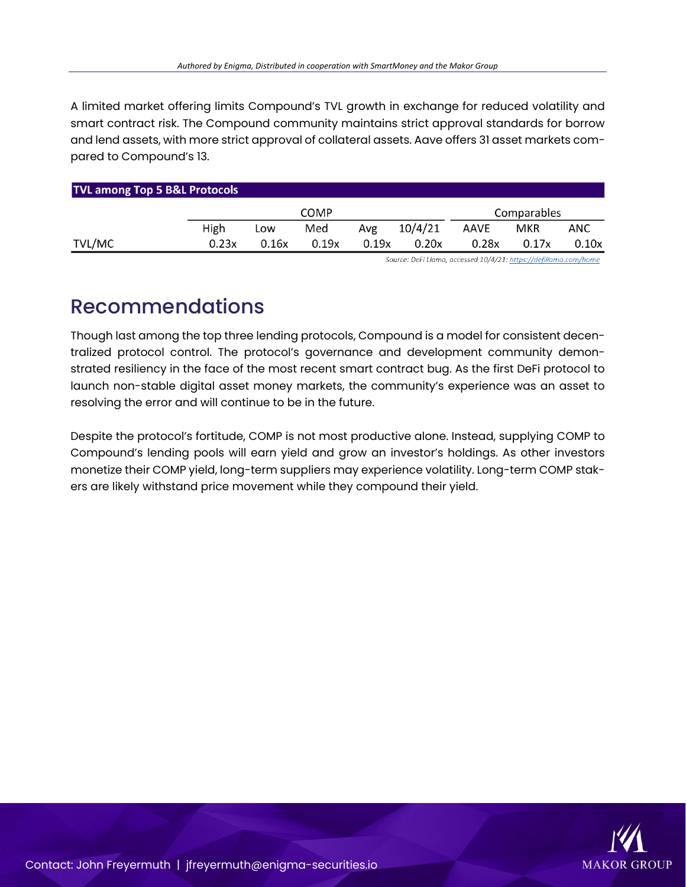A limited market offering limits Compound's TVL growth in exchange for reduced volatility and smart contract risk. The Compound community maintains strict approval standards for borrow and lend assets, with more strict approval of collateral assets. Aave offers 31 asset markets compared to Compound's 13.

**TVL among Top 5 B&L Protocols**

| | COMP | | | | | Comparables | | |
|---|---|---|---|---|---|---|---|---|
| | High | Low | Med | Avg | 10/4/21 | AAVE | MKR | ANC |
| TVL/MC | 0.23x | 0.16x | 0.19x | 0.19x | 0.20x | 0.28x | 0.17x | 0.10x |

*Source: DeFi Llama, accessed 10/4/21: https://defillama.com/home*

## Recommendations

Though last among the top three lending protocols, Compound is a model for consistent decentralized protocol control. The protocol's governance and development community demonstrated resiliency in the face of the most recent smart contract bug. As the first DeFi protocol to launch non-stable digital asset money markets, the community's experience was an asset to resolving the error and will continue to be in the future.

Despite the protocol's fortitude, COMP is not most productive alone. Instead, supplying COMP to Compound's lending pools will earn yield and grow an investor's holdings. As other investors monetize their COMP yield, long-term suppliers may experience volatility. Long-term COMP stakers are likely withstand price movement while they compound their yield.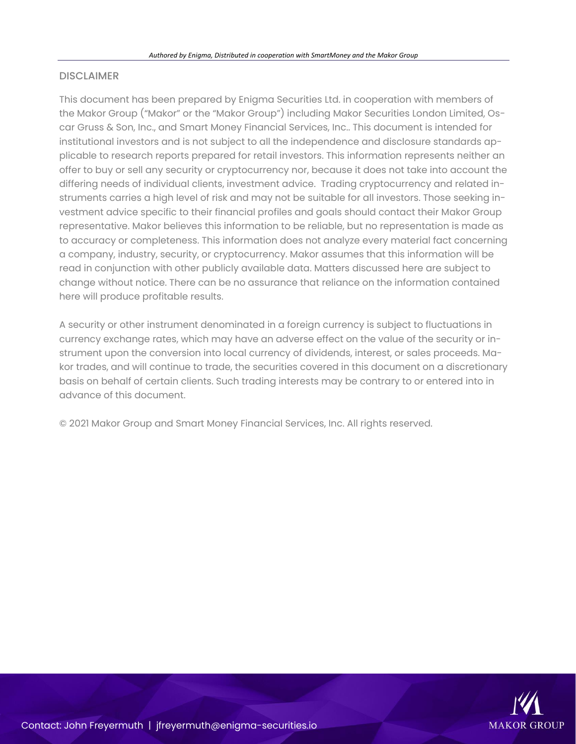## DISCLAIMER

This document has been prepared by Enigma Securities Ltd. in cooperation with members of the Makor Group ("Makor" or the "Makor Group") including Makor Securities London Limited, Oscar Gruss & Son, Inc., and Smart Money Financial Services, Inc.. This document is intended for institutional investors and is not subject to all the independence and disclosure standards applicable to research reports prepared for retail investors. This information represents neither an offer to buy or sell any security or cryptocurrency nor, because it does not take into account the differing needs of individual clients, investment advice. Trading cryptocurrency and related instruments carries a high level of risk and may not be suitable for all investors. Those seeking investment advice specific to their financial profiles and goals should contact their Makor Group representative. Makor believes this information to be reliable, but no representation is made as to accuracy or completeness. This information does not analyze every material fact concerning a company, industry, security, or cryptocurrency. Makor assumes that this information will be read in conjunction with other publicly available data. Matters discussed here are subject to change without notice. There can be no assurance that reliance on the information contained here will produce profitable results.

A security or other instrument denominated in a foreign currency is subject to fluctuations in currency exchange rates, which may have an adverse effect on the value of the security or instrument upon the conversion into local currency of dividends, interest, or sales proceeds. Makor trades, and will continue to trade, the securities covered in this document on a discretionary basis on behalf of certain clients. Such trading interests may be contrary to or entered into in advance of this document.

© 2021 Makor Group and Smart Money Financial Services, Inc. All rights reserved.